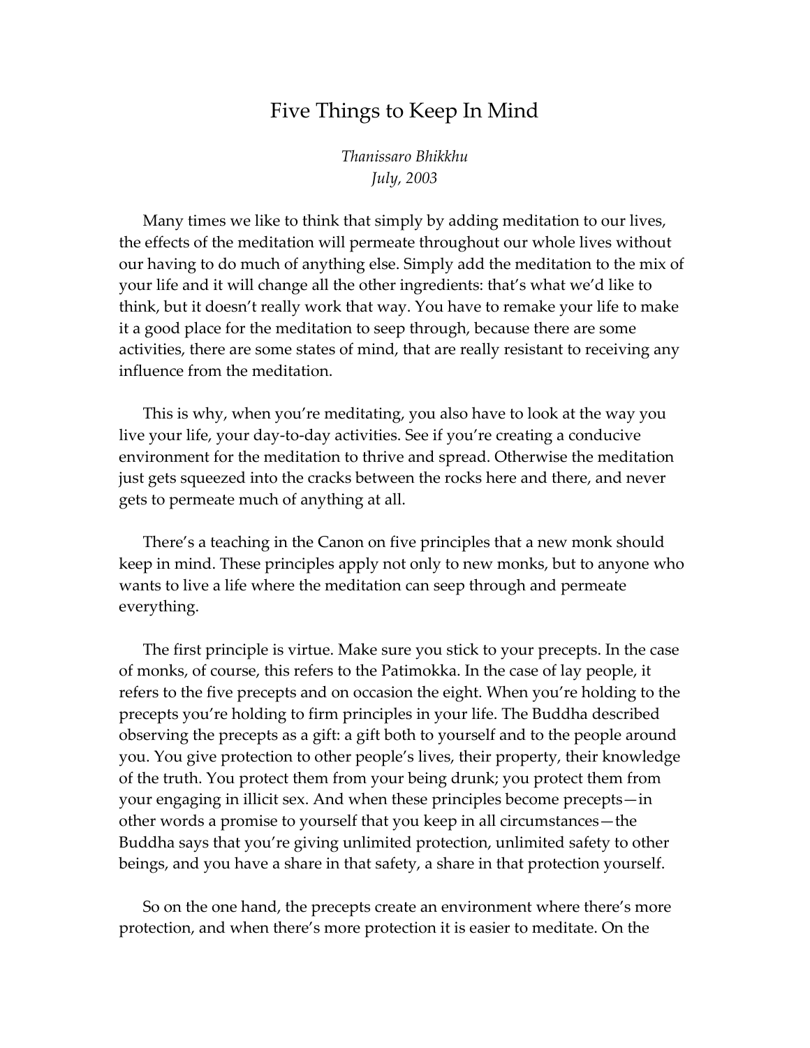# Five Things to Keep In Mind

*Thanissaro Bhikkhu*
*July, 2003*

Many times we like to think that simply by adding meditation to our lives, the effects of the meditation will permeate throughout our whole lives without our having to do much of anything else. Simply add the meditation to the mix of your life and it will change all the other ingredients: that's what we'd like to think, but it doesn't really work that way. You have to remake your life to make it a good place for the meditation to seep through, because there are some activities, there are some states of mind, that are really resistant to receiving any influence from the meditation.

This is why, when you're meditating, you also have to look at the way you live your life, your day-to-day activities. See if you're creating a conducive environment for the meditation to thrive and spread. Otherwise the meditation just gets squeezed into the cracks between the rocks here and there, and never gets to permeate much of anything at all.

There's a teaching in the Canon on five principles that a new monk should keep in mind. These principles apply not only to new monks, but to anyone who wants to live a life where the meditation can seep through and permeate everything.

The first principle is virtue. Make sure you stick to your precepts. In the case of monks, of course, this refers to the Patimokka. In the case of lay people, it refers to the five precepts and on occasion the eight. When you're holding to the precepts you're holding to firm principles in your life. The Buddha described observing the precepts as a gift: a gift both to yourself and to the people around you. You give protection to other people's lives, their property, their knowledge of the truth. You protect them from your being drunk; you protect them from your engaging in illicit sex. And when these principles become precepts—in other words a promise to yourself that you keep in all circumstances—the Buddha says that you're giving unlimited protection, unlimited safety to other beings, and you have a share in that safety, a share in that protection yourself.

So on the one hand, the precepts create an environment where there's more protection, and when there's more protection it is easier to meditate. On the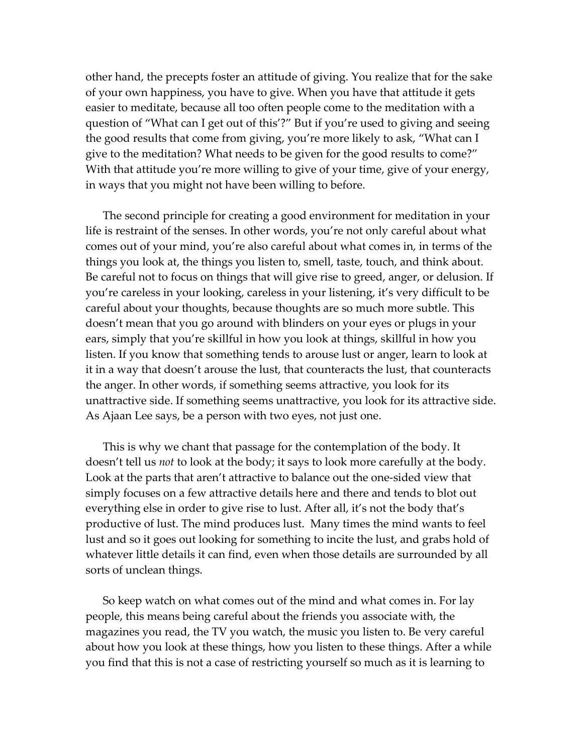other hand, the precepts foster an attitude of giving. You realize that for the sake of your own happiness, you have to give. When you have that attitude it gets easier to meditate, because all too often people come to the meditation with a question of "What can I get out of this'?" But if you're used to giving and seeing the good results that come from giving, you're more likely to ask, "What can I give to the meditation? What needs to be given for the good results to come?" With that attitude you're more willing to give of your time, give of your energy, in ways that you might not have been willing to before.

The second principle for creating a good environment for meditation in your life is restraint of the senses. In other words, you're not only careful about what comes out of your mind, you're also careful about what comes in, in terms of the things you look at, the things you listen to, smell, taste, touch, and think about. Be careful not to focus on things that will give rise to greed, anger, or delusion. If you're careless in your looking, careless in your listening, it's very difficult to be careful about your thoughts, because thoughts are so much more subtle. This doesn't mean that you go around with blinders on your eyes or plugs in your ears, simply that you're skillful in how you look at things, skillful in how you listen. If you know that something tends to arouse lust or anger, learn to look at it in a way that doesn't arouse the lust, that counteracts the lust, that counteracts the anger. In other words, if something seems attractive, you look for its unattractive side. If something seems unattractive, you look for its attractive side. As Ajaan Lee says, be a person with two eyes, not just one.

This is why we chant that passage for the contemplation of the body. It doesn't tell us *not* to look at the body; it says to look more carefully at the body. Look at the parts that aren't attractive to balance out the one-sided view that simply focuses on a few attractive details here and there and tends to blot out everything else in order to give rise to lust. After all, it's not the body that's productive of lust. The mind produces lust. Many times the mind wants to feel lust and so it goes out looking for something to incite the lust, and grabs hold of whatever little details it can find, even when those details are surrounded by all sorts of unclean things.

So keep watch on what comes out of the mind and what comes in. For lay people, this means being careful about the friends you associate with, the magazines you read, the TV you watch, the music you listen to. Be very careful about how you look at these things, how you listen to these things. After a while you find that this is not a case of restricting yourself so much as it is learning to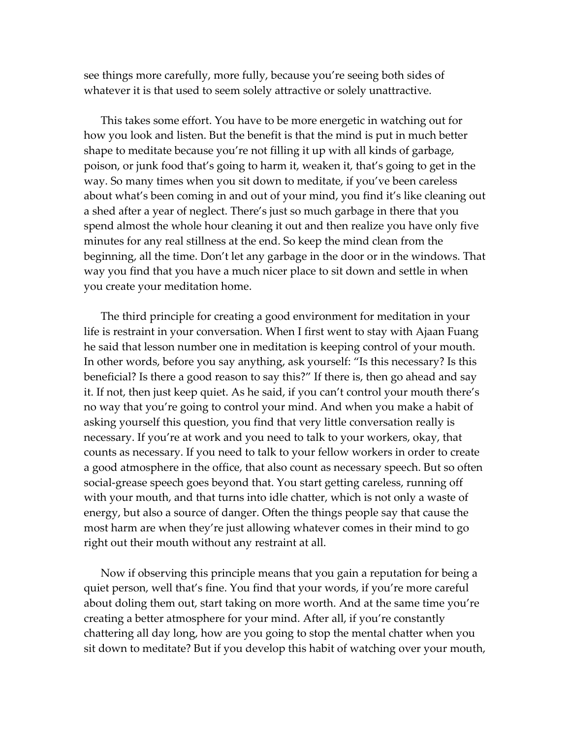see things more carefully, more fully, because you're seeing both sides of whatever it is that used to seem solely attractive or solely unattractive.

This takes some effort. You have to be more energetic in watching out for how you look and listen. But the benefit is that the mind is put in much better shape to meditate because you're not filling it up with all kinds of garbage, poison, or junk food that's going to harm it, weaken it, that's going to get in the way. So many times when you sit down to meditate, if you've been careless about what's been coming in and out of your mind, you find it's like cleaning out a shed after a year of neglect. There's just so much garbage in there that you spend almost the whole hour cleaning it out and then realize you have only five minutes for any real stillness at the end. So keep the mind clean from the beginning, all the time. Don't let any garbage in the door or in the windows. That way you find that you have a much nicer place to sit down and settle in when you create your meditation home.

The third principle for creating a good environment for meditation in your life is restraint in your conversation. When I first went to stay with Ajaan Fuang he said that lesson number one in meditation is keeping control of your mouth. In other words, before you say anything, ask yourself: "Is this necessary? Is this beneficial? Is there a good reason to say this?" If there is, then go ahead and say it. If not, then just keep quiet. As he said, if you can't control your mouth there's no way that you're going to control your mind. And when you make a habit of asking yourself this question, you find that very little conversation really is necessary. If you're at work and you need to talk to your workers, okay, that counts as necessary. If you need to talk to your fellow workers in order to create a good atmosphere in the office, that also count as necessary speech. But so often social-grease speech goes beyond that. You start getting careless, running off with your mouth, and that turns into idle chatter, which is not only a waste of energy, but also a source of danger. Often the things people say that cause the most harm are when they're just allowing whatever comes in their mind to go right out their mouth without any restraint at all.

Now if observing this principle means that you gain a reputation for being a quiet person, well that's fine. You find that your words, if you're more careful about doling them out, start taking on more worth. And at the same time you're creating a better atmosphere for your mind. After all, if you're constantly chattering all day long, how are you going to stop the mental chatter when you sit down to meditate? But if you develop this habit of watching over your mouth,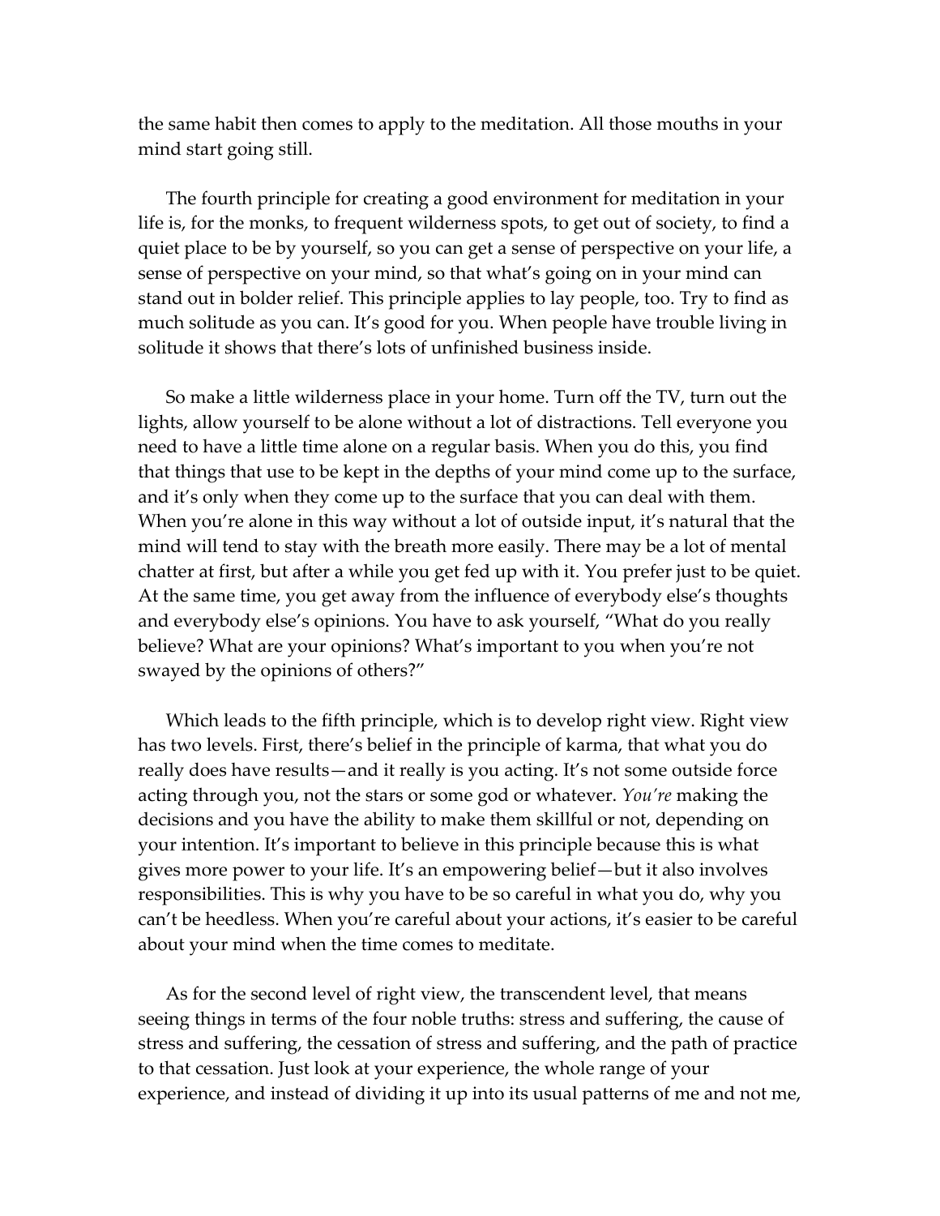the same habit then comes to apply to the meditation. All those mouths in your mind start going still.

The fourth principle for creating a good environment for meditation in your life is, for the monks, to frequent wilderness spots, to get out of society, to find a quiet place to be by yourself, so you can get a sense of perspective on your life, a sense of perspective on your mind, so that what's going on in your mind can stand out in bolder relief. This principle applies to lay people, too. Try to find as much solitude as you can. It's good for you. When people have trouble living in solitude it shows that there's lots of unfinished business inside.

So make a little wilderness place in your home. Turn off the TV, turn out the lights, allow yourself to be alone without a lot of distractions. Tell everyone you need to have a little time alone on a regular basis. When you do this, you find that things that use to be kept in the depths of your mind come up to the surface, and it's only when they come up to the surface that you can deal with them. When you're alone in this way without a lot of outside input, it's natural that the mind will tend to stay with the breath more easily. There may be a lot of mental chatter at first, but after a while you get fed up with it. You prefer just to be quiet. At the same time, you get away from the influence of everybody else's thoughts and everybody else's opinions. You have to ask yourself, "What do you really believe? What are your opinions? What's important to you when you're not swayed by the opinions of others?"

Which leads to the fifth principle, which is to develop right view. Right view has two levels. First, there's belief in the principle of karma, that what you do really does have results—and it really is you acting. It's not some outside force acting through you, not the stars or some god or whatever. *You're* making the decisions and you have the ability to make them skillful or not, depending on your intention. It's important to believe in this principle because this is what gives more power to your life. It's an empowering belief—but it also involves responsibilities. This is why you have to be so careful in what you do, why you can't be heedless. When you're careful about your actions, it's easier to be careful about your mind when the time comes to meditate.

As for the second level of right view, the transcendent level, that means seeing things in terms of the four noble truths: stress and suffering, the cause of stress and suffering, the cessation of stress and suffering, and the path of practice to that cessation. Just look at your experience, the whole range of your experience, and instead of dividing it up into its usual patterns of me and not me,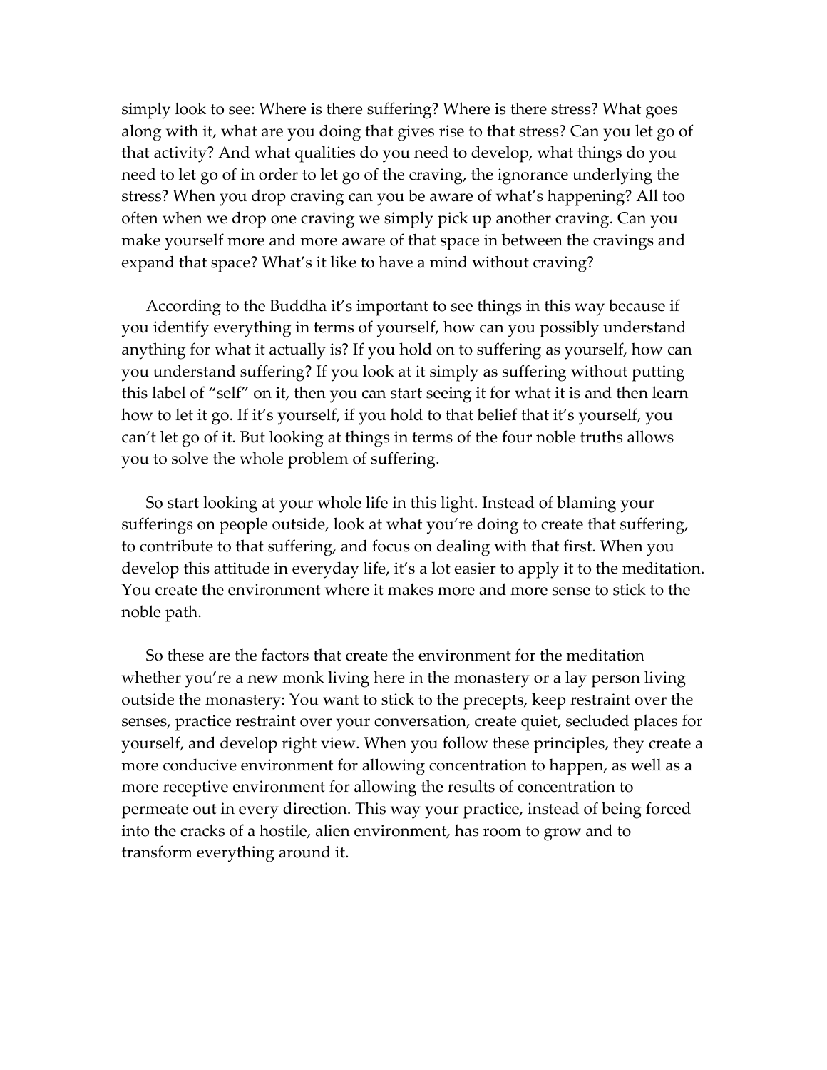simply look to see: Where is there suffering? Where is there stress? What goes along with it, what are you doing that gives rise to that stress? Can you let go of that activity? And what qualities do you need to develop, what things do you need to let go of in order to let go of the craving, the ignorance underlying the stress? When you drop craving can you be aware of what's happening? All too often when we drop one craving we simply pick up another craving. Can you make yourself more and more aware of that space in between the cravings and expand that space? What's it like to have a mind without craving?

According to the Buddha it's important to see things in this way because if you identify everything in terms of yourself, how can you possibly understand anything for what it actually is? If you hold on to suffering as yourself, how can you understand suffering? If you look at it simply as suffering without putting this label of "self" on it, then you can start seeing it for what it is and then learn how to let it go. If it's yourself, if you hold to that belief that it's yourself, you can't let go of it. But looking at things in terms of the four noble truths allows you to solve the whole problem of suffering.

So start looking at your whole life in this light. Instead of blaming your sufferings on people outside, look at what you're doing to create that suffering, to contribute to that suffering, and focus on dealing with that first. When you develop this attitude in everyday life, it's a lot easier to apply it to the meditation. You create the environment where it makes more and more sense to stick to the noble path.

So these are the factors that create the environment for the meditation whether you're a new monk living here in the monastery or a lay person living outside the monastery: You want to stick to the precepts, keep restraint over the senses, practice restraint over your conversation, create quiet, secluded places for yourself, and develop right view. When you follow these principles, they create a more conducive environment for allowing concentration to happen, as well as a more receptive environment for allowing the results of concentration to permeate out in every direction. This way your practice, instead of being forced into the cracks of a hostile, alien environment, has room to grow and to transform everything around it.